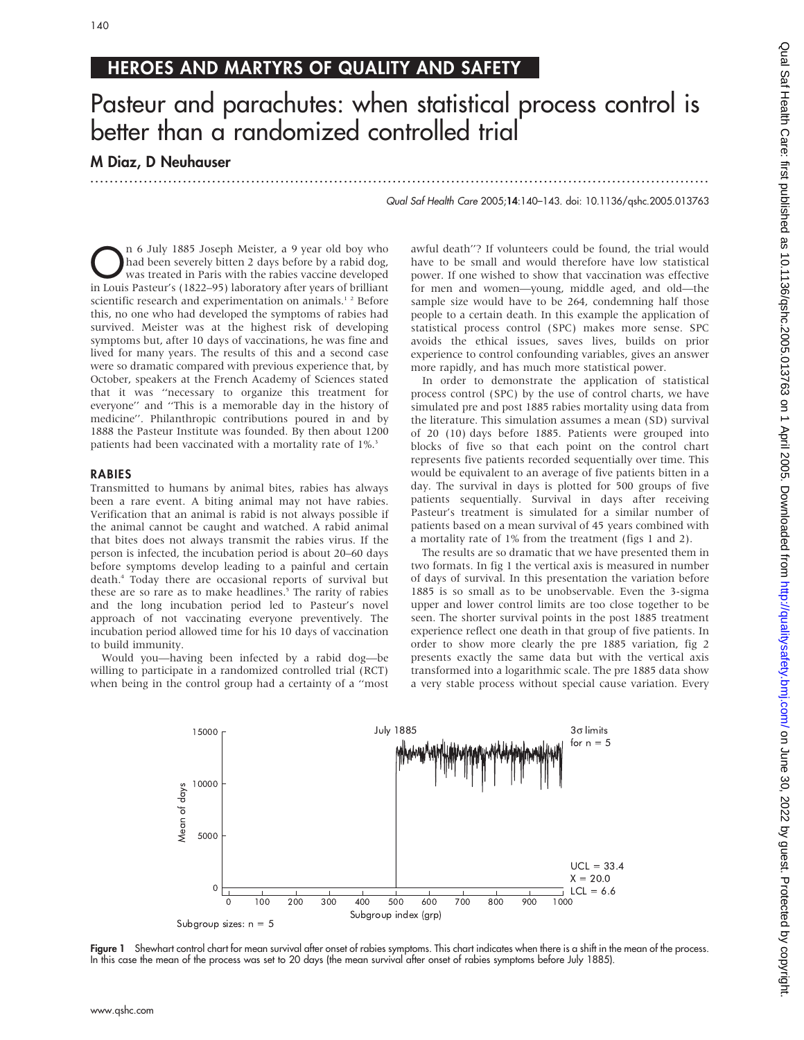## HEROES AND MARTYRS OF QUALITY AND SAFETY

# Pasteur and parachutes: when statistical process control is better than a randomized controlled trial

**M Diaz, D Neuhauser**

On 6 July 1885 Joseph Meister, a 9 year old boy who had been severely bitten 2 days before by a rabid dog, was treated in Paris with the rabies vaccine developed in Louis Pasteur's (1822–95) laboratory after years of brilliant scientific research and experimentation on animals.[1,2] Before this, no one who had developed the symptoms of rabies had survived. Meister was at the highest risk of developing symptoms but, after 10 days of vaccinations, he was fine and lived for many years. The results of this and a second case were so dramatic compared with previous experience that, by October, speakers at the French Academy of Sciences stated that it was "necessary to organize this treatment for everyone" and "This is a memorable day in the history of medicine". Philanthropic contributions poured in and by 1888 the Pasteur Institute was founded. By then about 1200 patients had been vaccinated with a mortality rate of 1%.[3]

## RABIES

Transmitted to humans by animal bites, rabies has always been a rare event. A biting animal may not have rabies. Verification that an animal is rabid is not always possible if the animal cannot be caught and watched. A rabid animal that bites does not always transmit the rabies virus. If the person is infected, the incubation period is about 20–60 days before symptoms develop leading to a painful and certain death.[4] Today there are occasional reports of survival but these are so rare as to make headlines.[5] The rarity of rabies and the long incubation period led to Pasteur's novel approach of not vaccinating everyone preventively. The incubation period allowed time for his 10 days of vaccination to build immunity.

Would you—having been infected by a rabid dog—be willing to participate in a randomized controlled trial (RCT) when being in the control group had a certainty of a "most awful death"? If volunteers could be found, the trial would have to be small and would therefore have low statistical power. If one wished to show that vaccination was effective for men and women—young, middle aged, and old—the sample size would have to be 264, condemning half those people to a certain death. In this example the application of statistical process control (SPC) makes more sense. SPC avoids the ethical issues, saves lives, builds on prior experience to control confounding variables, gives an answer more rapidly, and has much more statistical power.

In order to demonstrate the application of statistical process control (SPC) by the use of control charts, we have simulated pre and post 1885 rabies mortality using data from the literature. This simulation assumes a mean (SD) survival of 20 (10) days before 1885. Patients were grouped into blocks of five so that each point on the control chart represents five patients recorded sequentially over time. This would be equivalent to an average of five patients bitten in a day. The survival in days is plotted for 500 groups of five patients sequentially. Survival in days after receiving Pasteur's treatment is simulated for a similar number of patients based on a mean survival of 45 years combined with a mortality rate of 1% from the treatment (figs 1 and 2).

The results are so dramatic that we have presented them in two formats. In fig 1 the vertical axis is measured in number of days of survival. In this presentation the variation before 1885 is so small as to be unobservable. Even the 3-sigma upper and lower control limits are too close together to be seen. The shorter survival points in the post 1885 treatment experience reflect one death in that group of five patients. In order to show more clearly the pre 1885 variation, fig 2 presents exactly the same data but with the vertical axis transformed into a logarithmic scale. The pre 1885 data show a very stable process without special cause variation. Every

**Figure 1** Shewhart control chart for mean survival after onset of rabies symptoms. This chart indicates when there is a shift in the mean of the process. In this case the mean of the process was set to 20 days (the mean survival after onset of rabies symptoms before July 1885).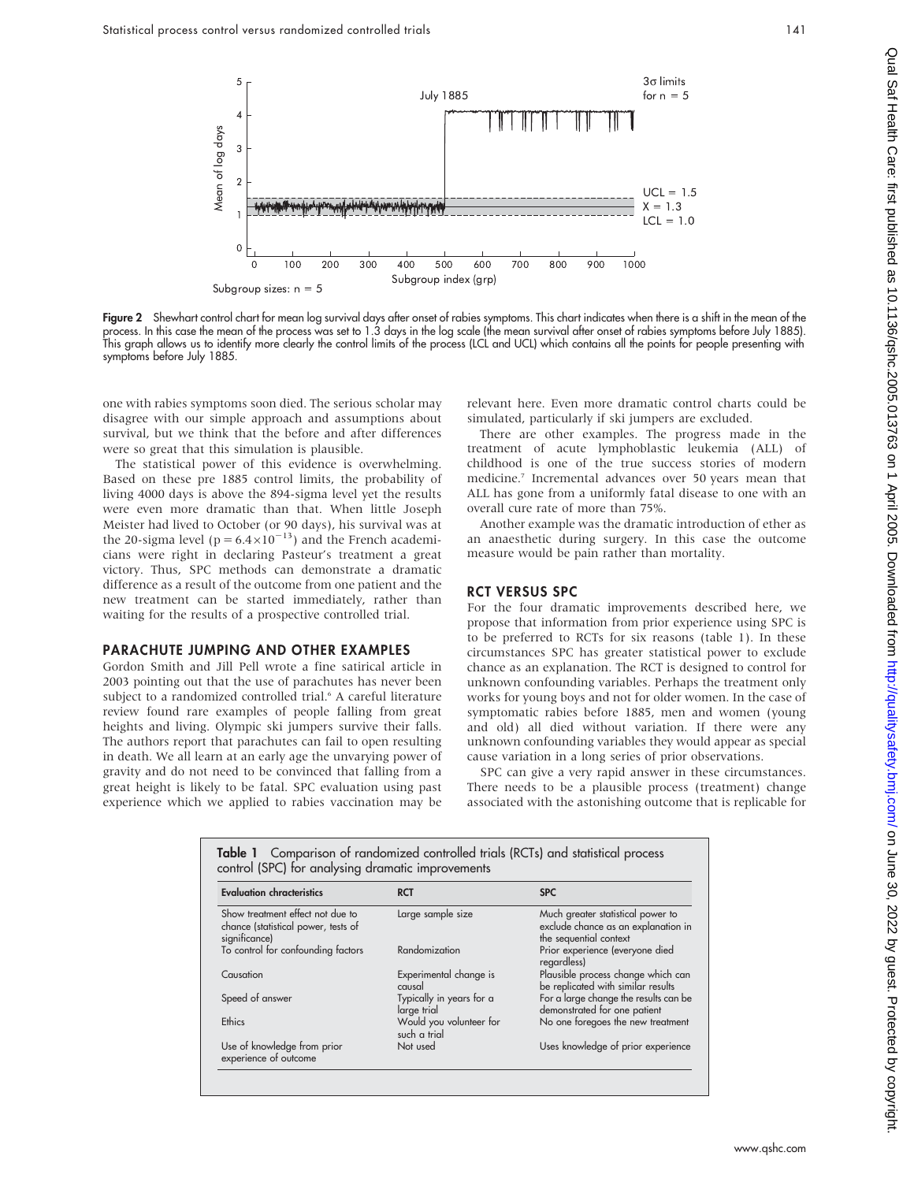Figure 2 Shewhart control chart for mean log survival days after onset of rabies symptoms. This chart indicates when there is a shift in the mean of the process. In this case the mean of the process was set to 1.3 days in the log scale (the mean survival after onset of rabies symptoms before July 1885). This graph allows us to identify more clearly the control limits of the process (LCL and UCL) which contains all the points for people presenting with symptoms before July 1885.

one with rabies symptoms soon died. The serious scholar may disagree with our simple approach and assumptions about survival, but we think that the before and after differences were so great that this simulation is plausible.

The statistical power of this evidence is overwhelming. Based on these pre 1885 control limits, the probability of living 4000 days is above the 894-sigma level yet the results were even more dramatic than that. When little Joseph Meister had lived to October (or 90 days), his survival was at the 20-sigma level ($p = 6.4 \times 10^{-13}$) and the French academicians were right in declaring Pasteur's treatment a great victory. Thus, SPC methods can demonstrate a dramatic difference as a result of the outcome from one patient and the new treatment can be started immediately, rather than waiting for the results of a prospective controlled trial.

## PARACHUTE JUMPING AND OTHER EXAMPLES

Gordon Smith and Jill Pell wrote a fine satirical article in 2003 pointing out that the use of parachutes has never been subject to a randomized controlled trial.[6] A careful literature review found rare examples of people falling from great heights and living. Olympic ski jumpers survive their falls. The authors report that parachutes can fail to open resulting in death. We all learn at an early age the unvarying power of gravity and do not need to be convinced that falling from a great height is likely to be fatal. SPC evaluation using past experience which we applied to rabies vaccination may be relevant here. Even more dramatic control charts could be simulated, particularly if ski jumpers are excluded.

There are other examples. The progress made in the treatment of acute lymphoblastic leukemia (ALL) of childhood is one of the true success stories of modern medicine.[7] Incremental advances over 50 years mean that ALL has gone from a uniformly fatal disease to one with an overall cure rate of more than 75%.

Another example was the dramatic introduction of ether as an anaesthetic during surgery. In this case the outcome measure would be pain rather than mortality.

## RCT VERSUS SPC

For the four dramatic improvements described here, we propose that information from prior experience using SPC is to be preferred to RCTs for six reasons (table 1). In these circumstances SPC has greater statistical power to exclude chance as an explanation. The RCT is designed to control for unknown confounding variables. Perhaps the treatment only works for young boys and not for older women. In the case of symptomatic rabies before 1885, men and women (young and old) all died without variation. If there were any unknown confounding variables they would appear as special cause variation in a long series of prior observations.

SPC can give a very rapid answer in these circumstances. There needs to be a plausible process (treatment) change associated with the astonishing outcome that is replicable for

**Table 1** Comparison of randomized controlled trials (RCTs) and statistical process control (SPC) for analysing dramatic improvements

| Evaluation chracteristics | RCT | SPC |
|---|---|---|
| Show treatment effect not due to chance (statistical power, tests of significance) | Large sample size | Much greater statistical power to exclude chance as an explanation in the sequential context |
| To control for confounding factors | Randomization | Prior experience (everyone died regardless) |
| Causation | Experimental change is causal | Plausible process change which can be replicated with similar results |
| Speed of answer | Typically in years for a large trial | For a large change the results can be demonstrated for one patient |
| Ethics | Would you volunteer for such a trial | No one foregoes the new treatment |
| Use of knowledge from prior experience of outcome | Not used | Uses knowledge of prior experience |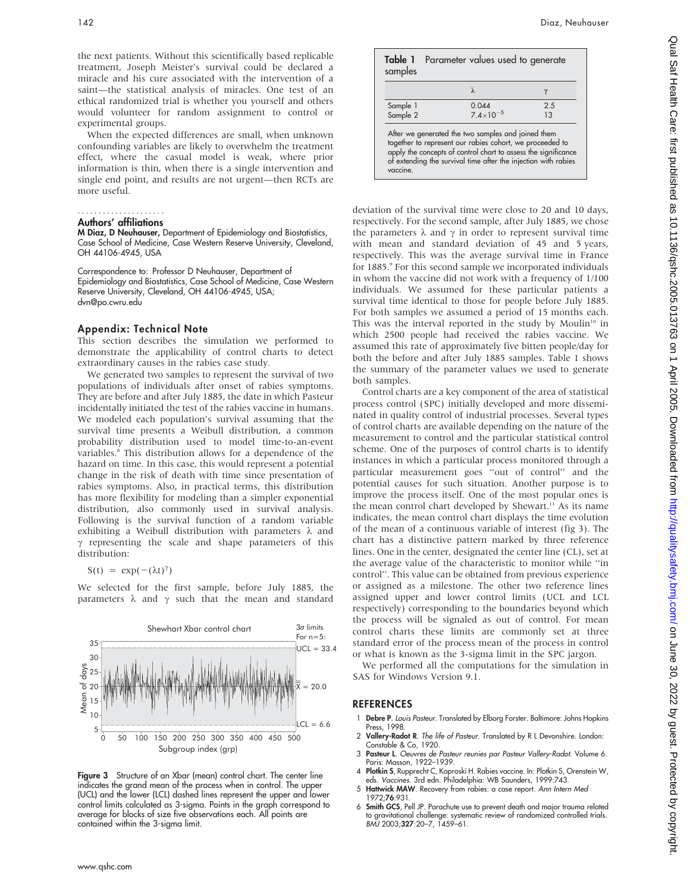the next patients. Without this scientifically based replicable treatment, Joseph Meister's survival could be declared a miracle and his cure associated with the intervention of a saint—the statistical analysis of miracles. One test of an ethical randomized trial is whether you yourself and others would volunteer for random assignment to control or experimental groups.

When the expected differences are small, when unknown confounding variables are likely to overwhelm the treatment effect, where the casual model is weak, where prior information is thin, when there is a single intervention and single end point, and results are not urgent—then RCTs are more useful.

## Authors' affiliations

**M Diaz, D Neuhauser,** Department of Epidemiology and Biostatistics, Case School of Medicine, Case Western Reserve University, Cleveland, OH 44106-4945, USA

Correspondence to: Professor D Neuhauser, Department of Epidemiology and Biostatistics, Case School of Medicine, Case Western Reserve University, Cleveland, OH 44106-4945, USA; dvn@po.cwru.edu

## Appendix: Technical Note

This section describes the simulation we performed to demonstrate the applicability of control charts to detect extraordinary causes in the rabies case study.

We generated two samples to represent the survival of two populations of individuals after onset of rabies symptoms. They are before and after July 1885, the date in which Pasteur incidentally initiated the test of the rabies vaccine in humans. We modeled each population's survival assuming that the survival time presents a Weibull distribution, a common probability distribution used to model time-to-an-event variables.[8] This distribution allows for a dependence of the hazard on time. In this case, this would represent a potential change in the risk of death with time since presentation of rabies symptoms. Also, in practical terms, this distribution has more flexibility for modeling than a simpler exponential distribution, also commonly used in survival analysis. Following is the survival function of a random variable exhibiting a Weibull distribution with parameters $\lambda$ and $\gamma$ representing the scale and shape parameters of this distribution:

$$S(t) = \exp(-(\lambda t)^{\gamma})$$

We selected for the first sample, before July 1885, the parameters $\lambda$ and $\gamma$ such that the mean and standard deviation of the survival time were close to 20 and 10 days, respectively. For the second sample, after July 1885, we chose the parameters $\lambda$ and $\gamma$ in order to represent survival time with mean and standard deviation of 45 and 5 years, respectively. This was the average survival time in France for 1885.[9] For this second sample we incorporated individuals in whom the vaccine did not work with a frequency of 1/100 individuals. We assumed for these particular patients a survival time identical to those for people before July 1885. For both samples we assumed a period of 15 months each. This was the interval reported in the study by Moulin[10] in which 2500 people had received the rabies vaccine. We assumed this rate of approximately five bitten people/day for both the before and after July 1885 samples. Table 1 shows the summary of the parameter values we used to generate both samples.

**Table 1** Parameter values used to generate samples

| | $\lambda$ | $\gamma$ |
|---|---|---|
| Sample 1 | 0.044 | 2.5 |
| Sample 2 | $7.4\times10^{-5}$ | 13 |

After we generated the two samples and joined them together to represent our rabies cohort, we proceeded to apply the concepts of control chart to assess the significance of extending the survival time after the injection with rabies vaccine.

Control charts are a key component of the area of statistical process control (SPC) initially developed and more disseminated in quality control of industrial processes. Several types of control charts are available depending on the nature of the measurement to control and the particular statistical control scheme. One of the purposes of control charts is to identify instances in which a particular process monitored through a particular measurement goes "out of control" and the potential causes for such situation. Another purpose is to improve the process itself. One of the most popular ones is the mean control chart developed by Shewart.[11] As its name indicates, the mean control chart displays the time evolution of the mean of a continuous variable of interest (fig 3). The chart has a distinctive pattern marked by three reference lines. One in the center, designated the center line (CL), set at the average value of the characteristic to monitor while "in control". This value can be obtained from previous experience or assigned as a milestone. The other two reference lines assigned upper and lower control limits (UCL and LCL respectively) corresponding to the boundaries beyond which the process will be signaled as out of control. For mean control charts these limits are commonly set at three standard error of the process mean of the process in control or what is known as the 3-sigma limit in the SPC jargon.

We performed all the computations for the simulation in SAS for Windows Version 9.1.

**Figure 3** Structure of an Xbar (mean) control chart. The center line indicates the grand mean of the process when in control. The upper (UCL) and the lower (LCL) dashed lines represent the upper and lower control limits calculated as 3-sigma. Points in the graph correspond to average for blocks of size five observations each. All points are contained within the 3-sigma limit.

## REFERENCES

1. **Debre P**. *Louis Pasteur*. Translated by Elborg Forster. Baltimore: Johns Hopkins Press, 1998.
2. **Vallery-Radot R**. *The life of Pasteur*. Translated by R L Devonshire. London: Constable & Co, 1920.
3. **Pasteur L**. *Oeuvres de Pasteur reunies par Pasteur Vallery-Radot*. Volume 6. Paris: Masson, 1922–1939.
4. **Plotkin S**, Rupprecht C, Koproski H. Rabies vaccine. In: Plotkin S, Orenstein W, eds. *Vaccines*. 3rd edn. Philadelphia: WB Saunders, 1999:743.
5. **Hattwick MAW**. Recovery from rabies: a case report. *Ann Intern Med* 1972;**76**:931.
6. **Smith GCS**, Pell JP. Parachute use to prevent death and major trauma related to gravitational challenge: systematic review of randomized controlled trials. *BMJ* 2003;**327**:20–7, 1459–61.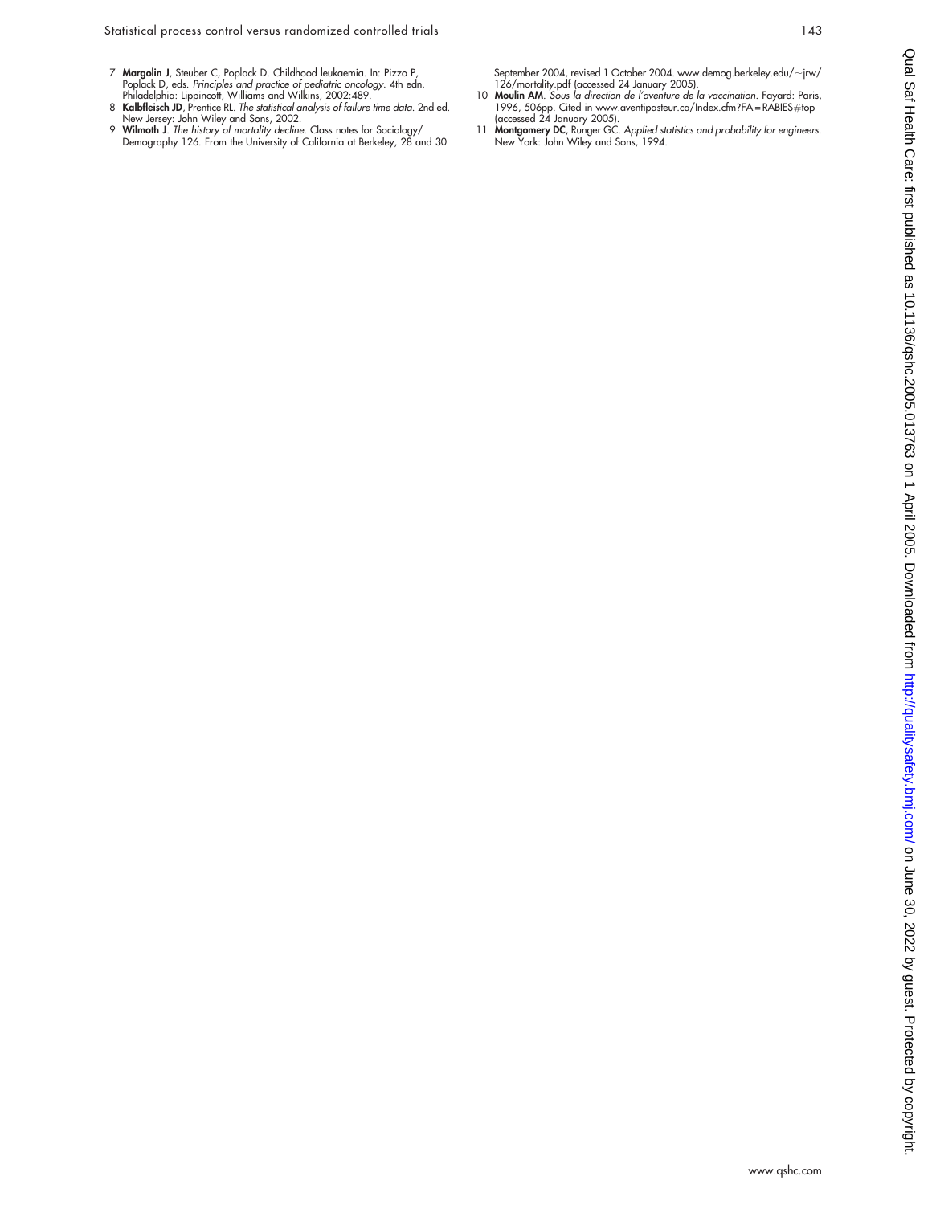7 **Margolin J**, Steuber C, Poplack D. Childhood leukaemia. In: Pizzo P, Poplack D, eds. *Principles and practice of pediatric oncology*. 4th edn. Philadelphia: Lippincott, Williams and Wilkins, 2002:489.

8 **Kalbfleisch JD**, Prentice RL. *The statistical analysis of failure time data*. 2nd ed. New Jersey: John Wiley and Sons, 2002.

9 **Wilmoth J**. *The history of mortality decline*. Class notes for Sociology/Demography 126. From the University of California at Berkeley, 28 and 30 September 2004, revised 1 October 2004. www.demog.berkeley.edu/~jrw/126/mortality.pdf (accessed 24 January 2005).

10 **Moulin AM**. *Sous la direction de l'aventure de la vaccination*. Fayard: Paris, 1996, 506pp. Cited in www.aventipasteur.ca/Index.cfm?FA=RABIES#top (accessed 24 January 2005).

11 **Montgomery DC**, Runger GC. *Applied statistics and probability for engineers*. New York: John Wiley and Sons, 1994.